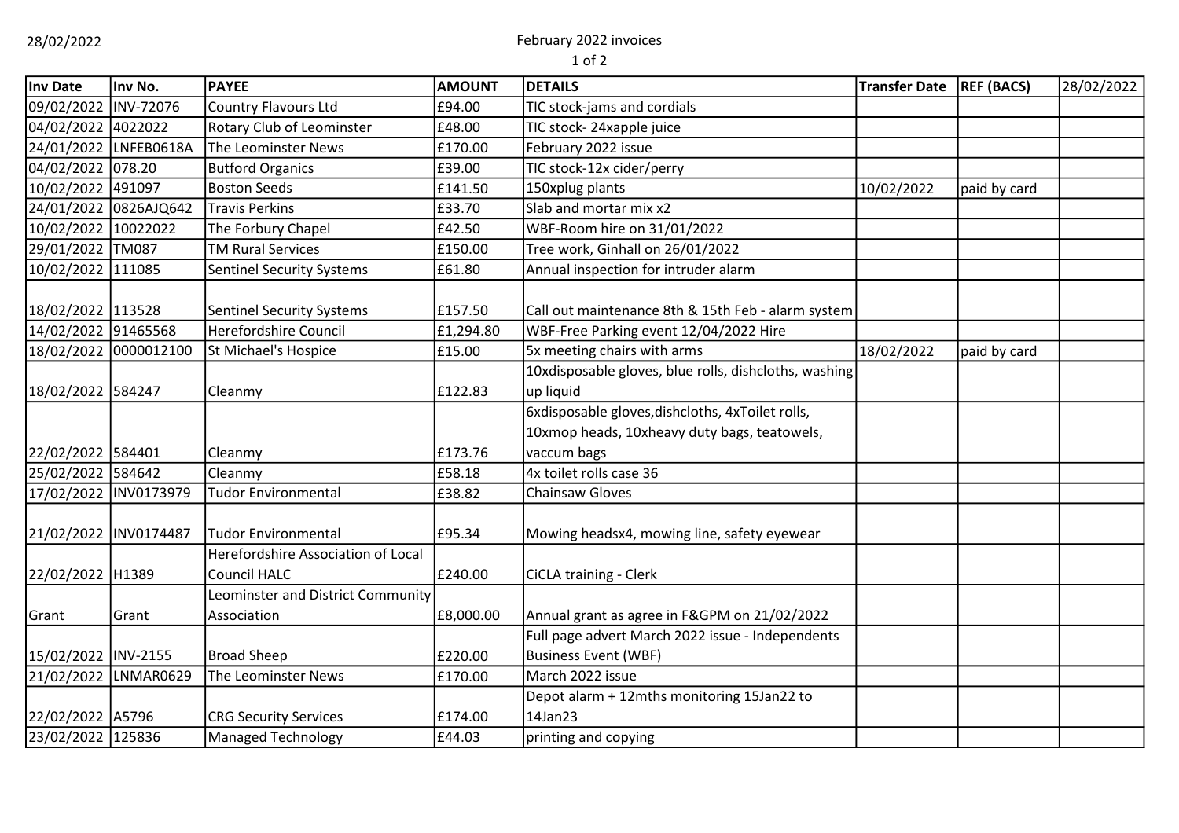28/02/2022

# February 2022 invoices

| Inv Date | Inv No. | PAYEE | AMOUNT | DETAILS | Transfer Date | REF (BACS) | 28/02/2022 |
|---|---|---|---|---|---|---|---|
| 09/02/2022 | INV-72076 | Country Flavours Ltd | £94.00 | TIC stock-jams and cordials | | | |
| 04/02/2022 | 4022022 | Rotary Club of Leominster | £48.00 | TIC stock- 24xapple juice | | | |
| 24/01/2022 | LNFEB0618A | The Leominster News | £170.00 | February 2022 issue | | | |
| 04/02/2022 | 078.20 | Butford Organics | £39.00 | TIC stock-12x cider/perry | | | |
| 10/02/2022 | 491097 | Boston Seeds | £141.50 | 150xplug plants | 10/02/2022 | paid by card | |
| 24/01/2022 | 0826AJQ642 | Travis Perkins | £33.70 | Slab and mortar mix x2 | | | |
| 10/02/2022 | 10022022 | The Forbury Chapel | £42.50 | WBF-Room hire on 31/01/2022 | | | |
| 29/01/2022 | TM087 | TM Rural Services | £150.00 | Tree work, Ginhall on 26/01/2022 | | | |
| 10/02/2022 | 111085 | Sentinel Security Systems | £61.80 | Annual inspection for intruder alarm | | | |
| 18/02/2022 | 113528 | Sentinel Security Systems | £157.50 | Call out maintenance 8th & 15th Feb - alarm system | | | |
| 14/02/2022 | 91465568 | Herefordshire Council | £1,294.80 | WBF-Free Parking event 12/04/2022 Hire | | | |
| 18/02/2022 | 0000012100 | St Michael's Hospice | £15.00 | 5x meeting chairs with arms | 18/02/2022 | paid by card | |
| 18/02/2022 | 584247 | Cleanmy | £122.83 | 10xdisposable gloves, blue rolls, dishcloths, washing up liquid | | | |
| 22/02/2022 | 584401 | Cleanmy | £173.76 | 6xdisposable gloves,dishcloths, 4xToilet rolls, 10xmop heads, 10xheavy duty bags, teatowels, vaccum bags | | | |
| 25/02/2022 | 584642 | Cleanmy | £58.18 | 4x toilet rolls case 36 | | | |
| 17/02/2022 | INV0173979 | Tudor Environmental | £38.82 | Chainsaw Gloves | | | |
| 21/02/2022 | INV0174487 | Tudor Environmental | £95.34 | Mowing headsx4, mowing line, safety eyewear | | | |
| 22/02/2022 | H1389 | Herefordshire Association of Local Council HALC | £240.00 | CiCLA training - Clerk | | | |
| Grant | Grant | Leominster and District Community Association | £8,000.00 | Annual grant as agree in F&GPM on 21/02/2022 | | | |
| 15/02/2022 | INV-2155 | Broad Sheep | £220.00 | Full page advert March 2022 issue - Independents Business Event (WBF) | | | |
| 21/02/2022 | LNMAR0629 | The Leominster News | £170.00 | March 2022 issue | | | |
| 22/02/2022 | A5796 | CRG Security Services | £174.00 | Depot alarm + 12mths monitoring 15Jan22 to 14Jan23 | | | |
| 23/02/2022 | 125836 | Managed Technology | £44.03 | printing and copying | | | |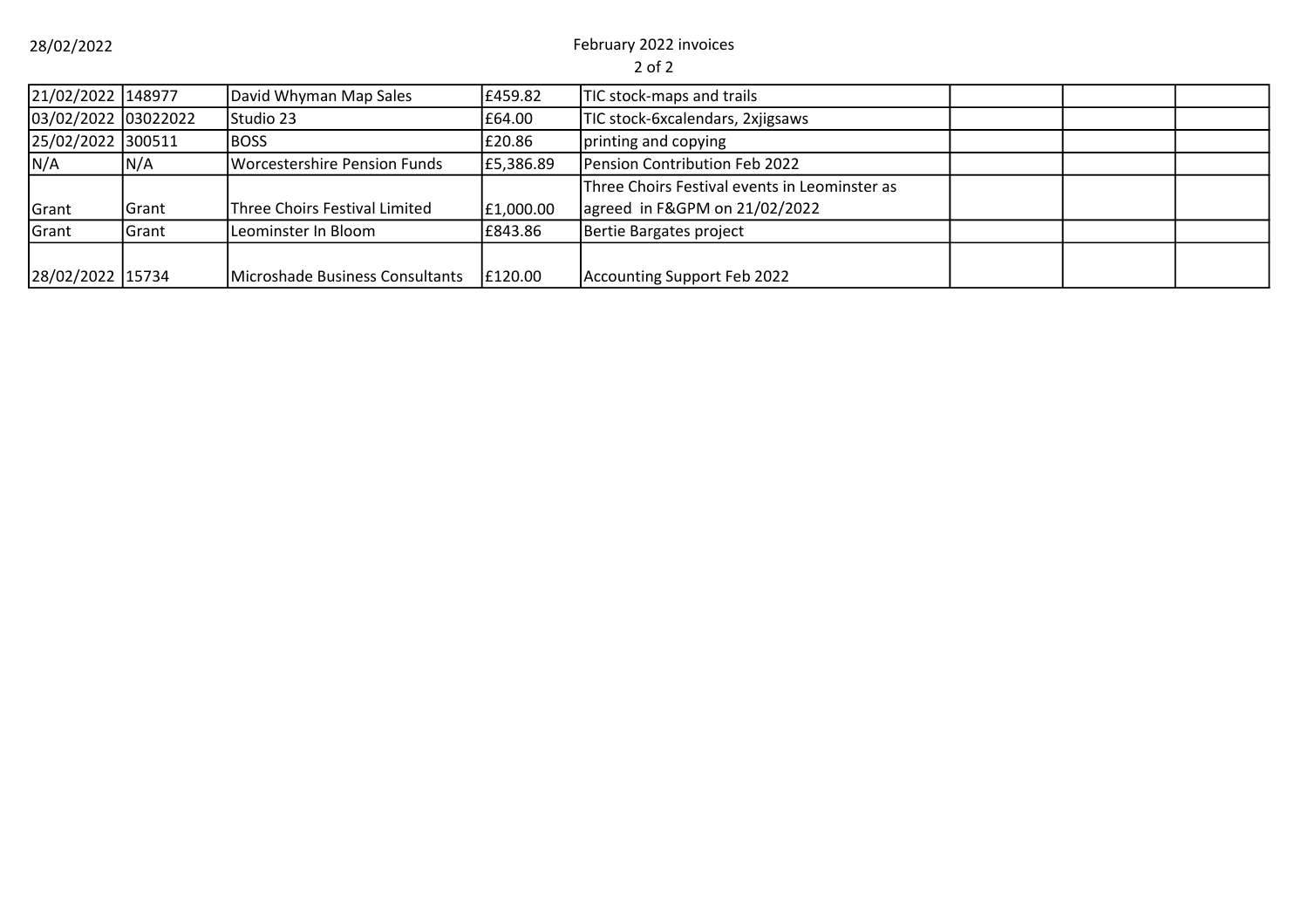February 2022 invoices

| | | | | | | | |
|---|---|---|---|---|---|---|---|
| 21/02/2022 | 148977 | David Whyman Map Sales | £459.82 | TIC stock-maps and trails | | | |
| 03/02/2022 | 03022022 | Studio 23 | £64.00 | TIC stock-6xcalendars, 2xjigsaws | | | |
| 25/02/2022 | 300511 | BOSS | £20.86 | printing and copying | | | |
| N/A | N/A | Worcestershire Pension Funds | £5,386.89 | Pension Contribution Feb 2022 | | | |
| Grant | Grant | Three Choirs Festival Limited | £1,000.00 | Three Choirs Festival events in Leominster as agreed in F&GPM on 21/02/2022 | | | |
| Grant | Grant | Leominster In Bloom | £843.86 | Bertie Bargates project | | | |
| 28/02/2022 | 15734 | Microshade Business Consultants | £120.00 | Accounting Support Feb 2022 | | | |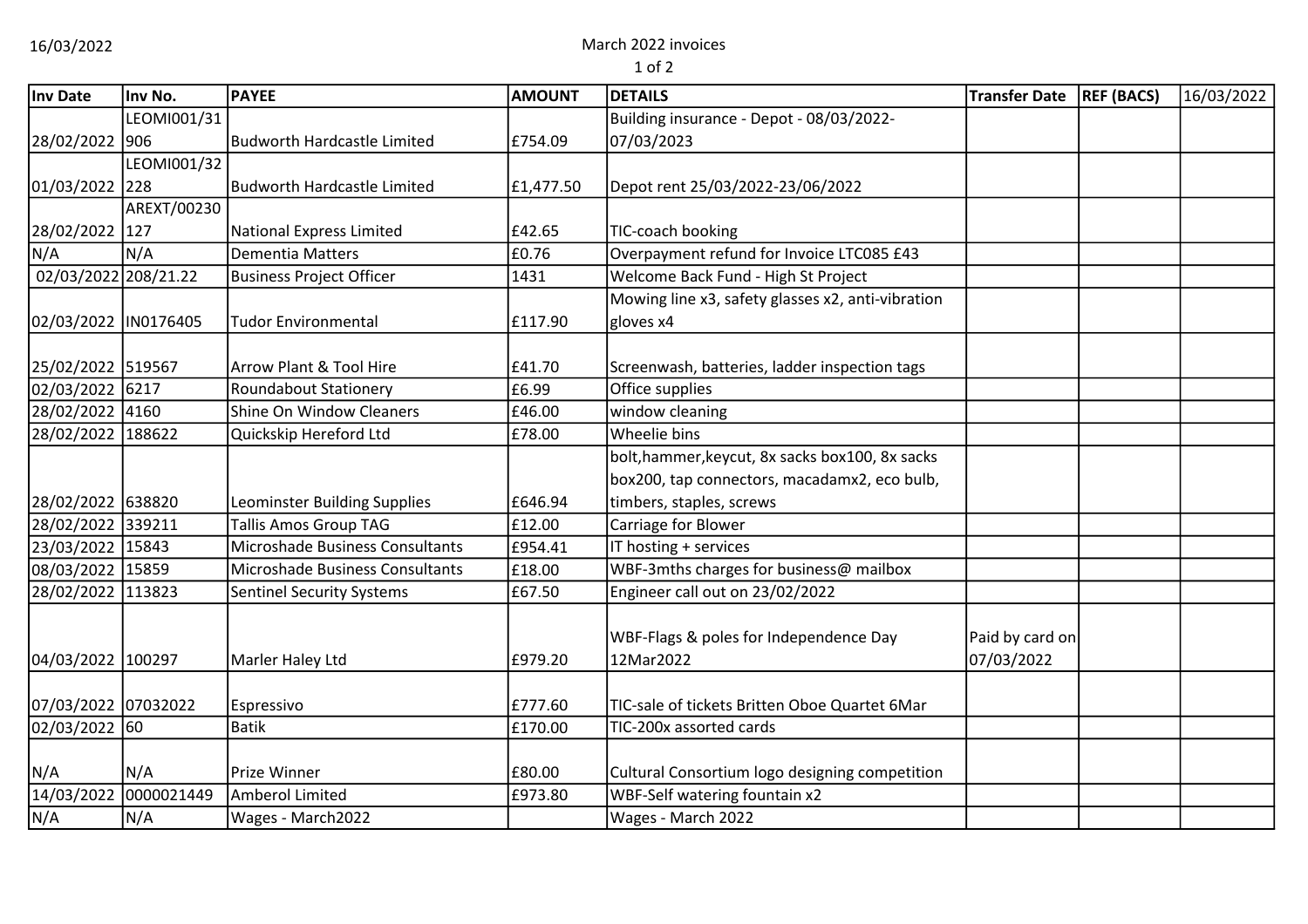16/03/2022

March 2022 invoices

| Inv Date | Inv No. | PAYEE | AMOUNT | DETAILS | Transfer Date | REF (BACS) | 16/03/2022 |
|---|---|---|---|---|---|---|---|
| 28/02/2022 | LEOMI001/31906 | Budworth Hardcastle Limited | £754.09 | Building insurance - Depot - 08/03/2022-07/03/2023 | | | |
| 01/03/2022 | LEOMI001/32228 | Budworth Hardcastle Limited | £1,477.50 | Depot rent 25/03/2022-23/06/2022 | | | |
| 28/02/2022 | AREXT/00230127 | National Express Limited | £42.65 | TIC-coach booking | | | |
| N/A | N/A | Dementia Matters | £0.76 | Overpayment refund for Invoice LTC085 £43 | | | |
| 02/03/2022 | 208/21.22 | Business Project Officer | 1431 | Welcome Back Fund - High St Project | | | |
| 02/03/2022 | IN0176405 | Tudor Environmental | £117.90 | Mowing line x3, safety glasses x2, anti-vibration gloves x4 | | | |
| 25/02/2022 | 519567 | Arrow Plant & Tool Hire | £41.70 | Screenwash, batteries, ladder inspection tags | | | |
| 02/03/2022 | 6217 | Roundabout Stationery | £6.99 | Office supplies | | | |
| 28/02/2022 | 4160 | Shine On Window Cleaners | £46.00 | window cleaning | | | |
| 28/02/2022 | 188622 | Quickskip Hereford Ltd | £78.00 | Wheelie bins | | | |
| 28/02/2022 | 638820 | Leominster Building Supplies | £646.94 | bolt,hammer,keycut, 8x sacks box100, 8x sacks box200, tap connectors, macadamx2, eco bulb, timbers, staples, screws | | | |
| 28/02/2022 | 339211 | Tallis Amos Group TAG | £12.00 | Carriage for Blower | | | |
| 23/03/2022 | 15843 | Microshade Business Consultants | £954.41 | IT hosting + services | | | |
| 08/03/2022 | 15859 | Microshade Business Consultants | £18.00 | WBF-3mths charges for business@ mailbox | | | |
| 28/02/2022 | 113823 | Sentinel Security Systems | £67.50 | Engineer call out on 23/02/2022 | | | |
| 04/03/2022 | 100297 | Marler Haley Ltd | £979.20 | WBF-Flags & poles for Independence Day 12Mar2022 | Paid by card on 07/03/2022 | | |
| 07/03/2022 | 07032022 | Espressivo | £777.60 | TIC-sale of tickets Britten Oboe Quartet 6Mar | | | |
| 02/03/2022 | 60 | Batik | £170.00 | TIC-200x assorted cards | | | |
| N/A | N/A | Prize Winner | £80.00 | Cultural Consortium logo designing competition | | | |
| 14/03/2022 | 0000021449 | Amberol Limited | £973.80 | WBF-Self watering fountain x2 | | | |
| N/A | N/A | Wages - March2022 | | Wages - March 2022 | | | |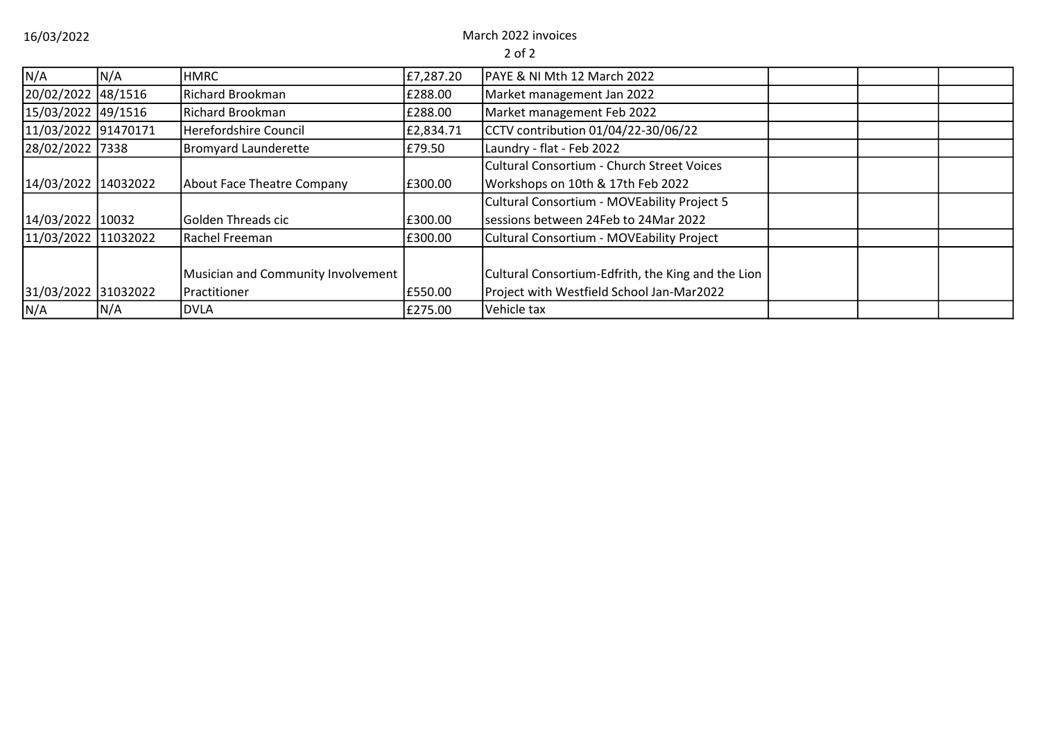16/03/2022

March 2022 invoices

| | | | | | | | |
|---|---|---|---|---|---|---|---|
| N/A | N/A | HMRC | £7,287.20 | PAYE & NI Mth 12 March 2022 | | | |
| 20/02/2022 | 48/1516 | Richard Brookman | £288.00 | Market management Jan 2022 | | | |
| 15/03/2022 | 49/1516 | Richard Brookman | £288.00 | Market management Feb 2022 | | | |
| 11/03/2022 | 91470171 | Herefordshire Council | £2,834.71 | CCTV contribution 01/04/22-30/06/22 | | | |
| 28/02/2022 | 7338 | Bromyard Launderette | £79.50 | Laundry - flat - Feb 2022 | | | |
| 14/03/2022 | 14032022 | About Face Theatre Company | £300.00 | Cultural Consortium - Church Street Voices Workshops on 10th & 17th Feb 2022 | | | |
| 14/03/2022 | 10032 | Golden Threads cic | £300.00 | Cultural Consortium - MOVEability Project 5 sessions between 24Feb to 24Mar 2022 | | | |
| 11/03/2022 | 11032022 | Rachel Freeman | £300.00 | Cultural Consortium - MOVEability Project | | | |
| 31/03/2022 | 31032022 | Musician and Community Involvement Practitioner | £550.00 | Cultural Consortium-Edfrith, the King and the Lion Project with Westfield School Jan-Mar2022 | | | |
| N/A | N/A | DVLA | £275.00 | Vehicle tax | | | |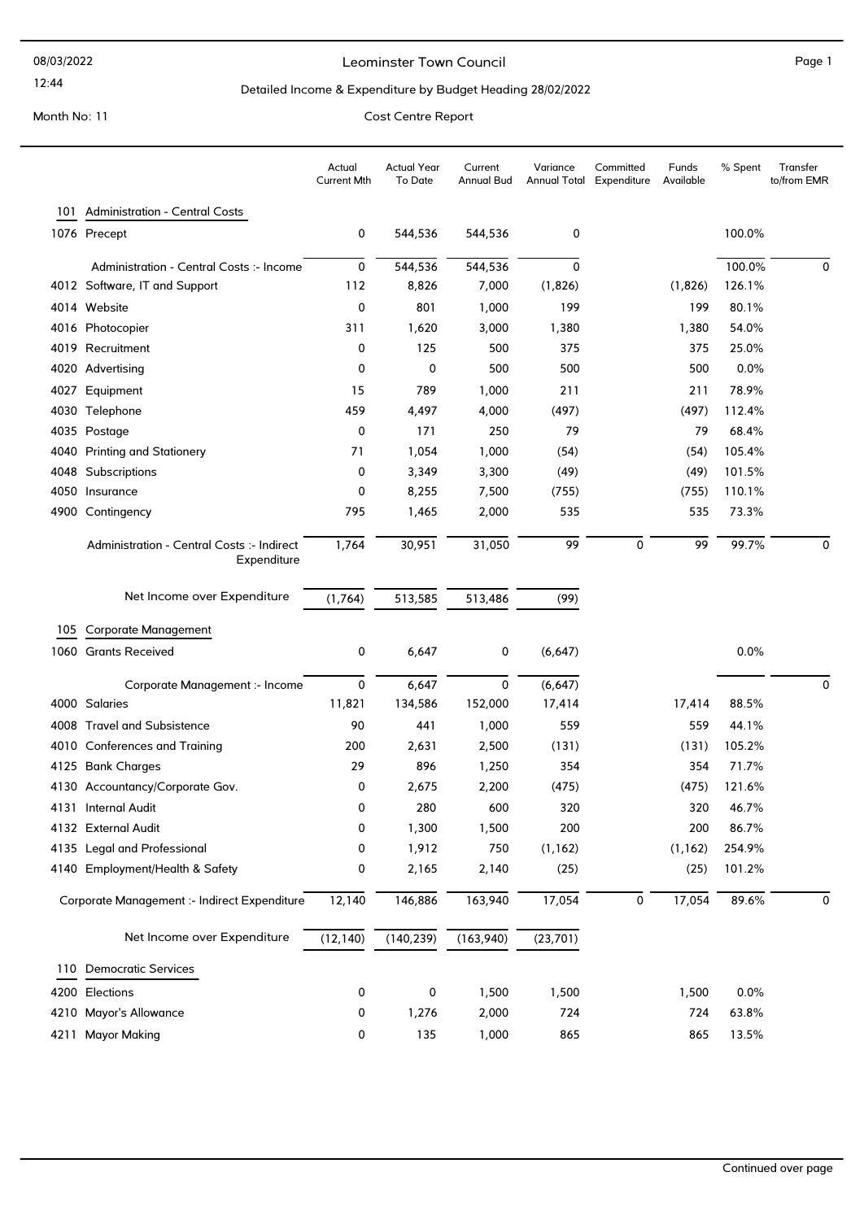# Leominster Town Council

## Detailed Income & Expenditure by Budget Heading 28/02/2022

Month No: 11

Cost Centre Report

| | | Actual Current Mth | Actual Year To Date | Current Annual Bud | Variance Annual Total | Committed Expenditure | Funds Available | % Spent | Transfer to/from EMR |
|---|---|---|---|---|---|---|---|---|---|
| **101** | **Administration - Central Costs** | | | | | | | | |
| 1076 | Precept | 0 | 544,536 | 544,536 | 0 | | | 100.0% | |
| | Administration - Central Costs :- Income | 0 | 544,536 | 544,536 | 0 | | | 100.0% | 0 |
| 4012 | Software, IT and Support | 112 | 8,826 | 7,000 | (1,826) | | (1,826) | 126.1% | |
| 4014 | Website | 0 | 801 | 1,000 | 199 | | 199 | 80.1% | |
| 4016 | Photocopier | 311 | 1,620 | 3,000 | 1,380 | | 1,380 | 54.0% | |
| 4019 | Recruitment | 0 | 125 | 500 | 375 | | 375 | 25.0% | |
| 4020 | Advertising | 0 | 0 | 500 | 500 | | 500 | 0.0% | |
| 4027 | Equipment | 15 | 789 | 1,000 | 211 | | 211 | 78.9% | |
| 4030 | Telephone | 459 | 4,497 | 4,000 | (497) | | (497) | 112.4% | |
| 4035 | Postage | 0 | 171 | 250 | 79 | | 79 | 68.4% | |
| 4040 | Printing and Stationery | 71 | 1,054 | 1,000 | (54) | | (54) | 105.4% | |
| 4048 | Subscriptions | 0 | 3,349 | 3,300 | (49) | | (49) | 101.5% | |
| 4050 | Insurance | 0 | 8,255 | 7,500 | (755) | | (755) | 110.1% | |
| 4900 | Contingency | 795 | 1,465 | 2,000 | 535 | | 535 | 73.3% | |
| | Administration - Central Costs :- Indirect Expenditure | 1,764 | 30,951 | 31,050 | 99 | 0 | 99 | 99.7% | 0 |
| | Net Income over Expenditure | (1,764) | 513,585 | 513,486 | (99) | | | | |
| **105** | **Corporate Management** | | | | | | | | |
| 1060 | Grants Received | 0 | 6,647 | 0 | (6,647) | | | 0.0% | |
| | Corporate Management :- Income | 0 | 6,647 | 0 | (6,647) | | | | 0 |
| 4000 | Salaries | 11,821 | 134,586 | 152,000 | 17,414 | | 17,414 | 88.5% | |
| 4008 | Travel and Subsistence | 90 | 441 | 1,000 | 559 | | 559 | 44.1% | |
| 4010 | Conferences and Training | 200 | 2,631 | 2,500 | (131) | | (131) | 105.2% | |
| 4125 | Bank Charges | 29 | 896 | 1,250 | 354 | | 354 | 71.7% | |
| 4130 | Accountancy/Corporate Gov. | 0 | 2,675 | 2,200 | (475) | | (475) | 121.6% | |
| 4131 | Internal Audit | 0 | 280 | 600 | 320 | | 320 | 46.7% | |
| 4132 | External Audit | 0 | 1,300 | 1,500 | 200 | | 200 | 86.7% | |
| 4135 | Legal and Professional | 0 | 1,912 | 750 | (1,162) | | (1,162) | 254.9% | |
| 4140 | Employment/Health & Safety | 0 | 2,165 | 2,140 | (25) | | (25) | 101.2% | |
| | Corporate Management :- Indirect Expenditure | 12,140 | 146,886 | 163,940 | 17,054 | 0 | 17,054 | 89.6% | 0 |
| | Net Income over Expenditure | (12,140) | (140,239) | (163,940) | (23,701) | | | | |
| **110** | **Democratic Services** | | | | | | | | |
| 4200 | Elections | 0 | 0 | 1,500 | 1,500 | | 1,500 | 0.0% | |
| 4210 | Mayor's Allowance | 0 | 1,276 | 2,000 | 724 | | 724 | 63.8% | |
| 4211 | Mayor Making | 0 | 135 | 1,000 | 865 | | 865 | 13.5% | |

Continued over page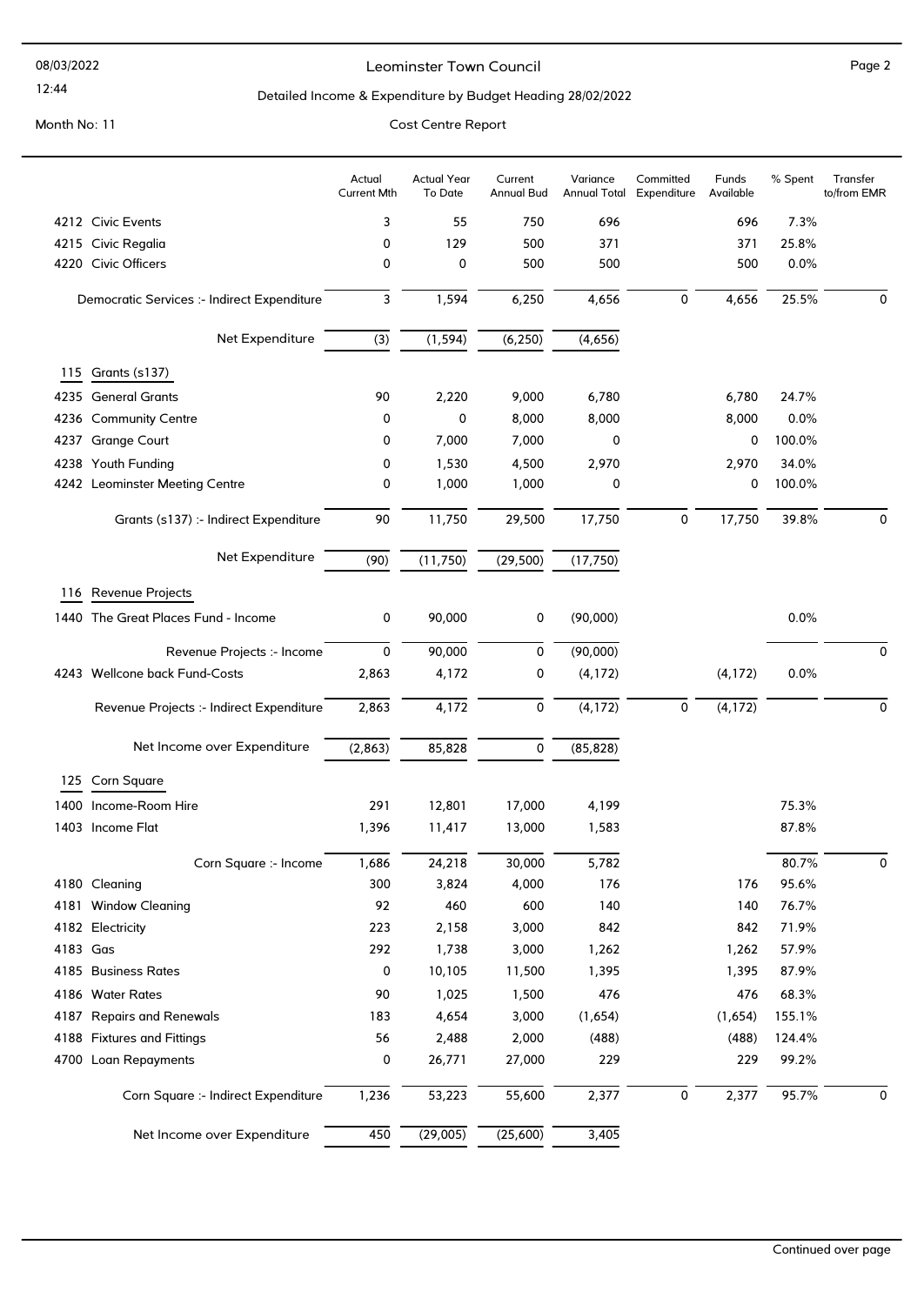# Leominster Town Council

08/03/2022
12:44

Detailed Income & Expenditure by Budget Heading 28/02/2022

Month No: 11

Cost Centre Report

| | Actual Current Mth | Actual Year To Date | Current Annual Bud | Variance Annual Total | Committed Expenditure | Funds Available | % Spent | Transfer to/from EMR |
|---|---|---|---|---|---|---|---|---|
| 4212 Civic Events | 3 | 55 | 750 | 696 | | 696 | 7.3% | |
| 4215 Civic Regalia | 0 | 129 | 500 | 371 | | 371 | 25.8% | |
| 4220 Civic Officers | 0 | 0 | 500 | 500 | | 500 | 0.0% | |
| Democratic Services :- Indirect Expenditure | 3 | 1,594 | 6,250 | 4,656 | 0 | 4,656 | 25.5% | 0 |
| Net Expenditure | (3) | (1,594) | (6,250) | (4,656) | | | | |
| **115 Grants (s137)** | | | | | | | | |
| 4235 General Grants | 90 | 2,220 | 9,000 | 6,780 | | 6,780 | 24.7% | |
| 4236 Community Centre | 0 | 0 | 8,000 | 8,000 | | 8,000 | 0.0% | |
| 4237 Grange Court | 0 | 7,000 | 7,000 | 0 | | 0 | 100.0% | |
| 4238 Youth Funding | 0 | 1,530 | 4,500 | 2,970 | | 2,970 | 34.0% | |
| 4242 Leominster Meeting Centre | 0 | 1,000 | 1,000 | 0 | | 0 | 100.0% | |
| Grants (s137) :- Indirect Expenditure | 90 | 11,750 | 29,500 | 17,750 | 0 | 17,750 | 39.8% | 0 |
| Net Expenditure | (90) | (11,750) | (29,500) | (17,750) | | | | |
| **116 Revenue Projects** | | | | | | | | |
| 1440 The Great Places Fund - Income | 0 | 90,000 | 0 | (90,000) | | | 0.0% | |
| Revenue Projects :- Income | 0 | 90,000 | 0 | (90,000) | | | | 0 |
| 4243 Wellcone back Fund-Costs | 2,863 | 4,172 | 0 | (4,172) | | (4,172) | 0.0% | |
| Revenue Projects :- Indirect Expenditure | 2,863 | 4,172 | 0 | (4,172) | 0 | (4,172) | | 0 |
| Net Income over Expenditure | (2,863) | 85,828 | 0 | (85,828) | | | | |
| **125 Corn Square** | | | | | | | | |
| 1400 Income-Room Hire | 291 | 12,801 | 17,000 | 4,199 | | | 75.3% | |
| 1403 Income Flat | 1,396 | 11,417 | 13,000 | 1,583 | | | 87.8% | |
| Corn Square :- Income | 1,686 | 24,218 | 30,000 | 5,782 | | | 80.7% | 0 |
| 4180 Cleaning | 300 | 3,824 | 4,000 | 176 | | 176 | 95.6% | |
| 4181 Window Cleaning | 92 | 460 | 600 | 140 | | 140 | 76.7% | |
| 4182 Electricity | 223 | 2,158 | 3,000 | 842 | | 842 | 71.9% | |
| 4183 Gas | 292 | 1,738 | 3,000 | 1,262 | | 1,262 | 57.9% | |
| 4185 Business Rates | 0 | 10,105 | 11,500 | 1,395 | | 1,395 | 87.9% | |
| 4186 Water Rates | 90 | 1,025 | 1,500 | 476 | | 476 | 68.3% | |
| 4187 Repairs and Renewals | 183 | 4,654 | 3,000 | (1,654) | | (1,654) | 155.1% | |
| 4188 Fixtures and Fittings | 56 | 2,488 | 2,000 | (488) | | (488) | 124.4% | |
| 4700 Loan Repayments | 0 | 26,771 | 27,000 | 229 | | 229 | 99.2% | |
| Corn Square :- Indirect Expenditure | 1,236 | 53,223 | 55,600 | 2,377 | 0 | 2,377 | 95.7% | 0 |
| Net Income over Expenditure | 450 | (29,005) | (25,600) | 3,405 | | | | |

Continued over page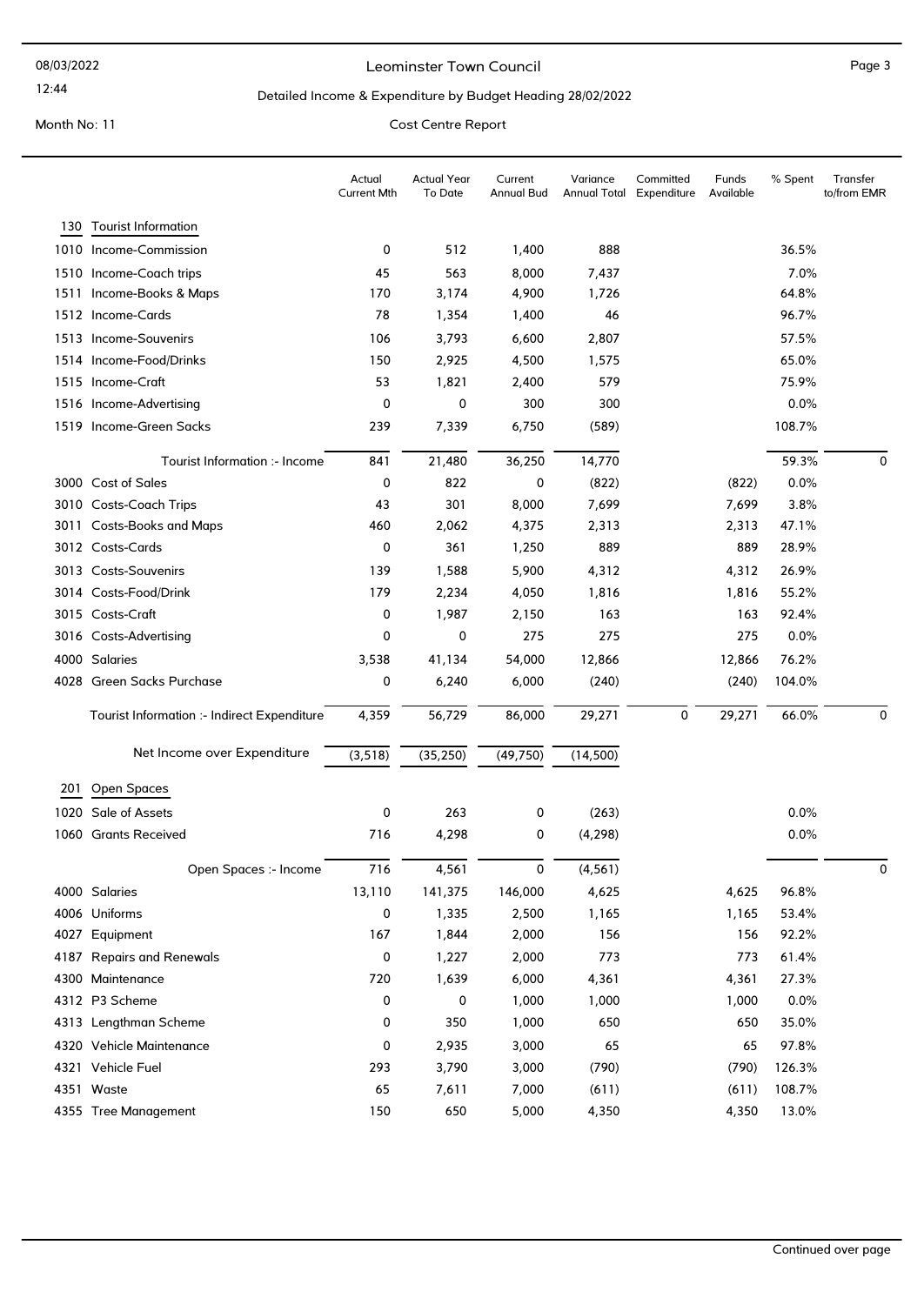# Leominster Town Council

## Detailed Income & Expenditure by Budget Heading 28/02/2022

Month No: 11

Cost Centre Report

| | | Actual Current Mth | Actual Year To Date | Current Annual Bud | Variance Annual Total | Committed Expenditure | Funds Available | % Spent | Transfer to/from EMR |
|---|---|---|---|---|---|---|---|---|---|
| **130** | **Tourist Information** | | | | | | | | |
| 1010 | Income-Commission | 0 | 512 | 1,400 | 888 | | | 36.5% | |
| 1510 | Income-Coach trips | 45 | 563 | 8,000 | 7,437 | | | 7.0% | |
| 1511 | Income-Books & Maps | 170 | 3,174 | 4,900 | 1,726 | | | 64.8% | |
| 1512 | Income-Cards | 78 | 1,354 | 1,400 | 46 | | | 96.7% | |
| 1513 | Income-Souvenirs | 106 | 3,793 | 6,600 | 2,807 | | | 57.5% | |
| 1514 | Income-Food/Drinks | 150 | 2,925 | 4,500 | 1,575 | | | 65.0% | |
| 1515 | Income-Craft | 53 | 1,821 | 2,400 | 579 | | | 75.9% | |
| 1516 | Income-Advertising | 0 | 0 | 300 | 300 | | | 0.0% | |
| 1519 | Income-Green Sacks | 239 | 7,339 | 6,750 | (589) | | | 108.7% | |
| | Tourist Information :- Income | 841 | 21,480 | 36,250 | 14,770 | | | 59.3% | 0 |
| 3000 | Cost of Sales | 0 | 822 | 0 | (822) | | (822) | 0.0% | |
| 3010 | Costs-Coach Trips | 43 | 301 | 8,000 | 7,699 | | 7,699 | 3.8% | |
| 3011 | Costs-Books and Maps | 460 | 2,062 | 4,375 | 2,313 | | 2,313 | 47.1% | |
| 3012 | Costs-Cards | 0 | 361 | 1,250 | 889 | | 889 | 28.9% | |
| 3013 | Costs-Souvenirs | 139 | 1,588 | 5,900 | 4,312 | | 4,312 | 26.9% | |
| 3014 | Costs-Food/Drink | 179 | 2,234 | 4,050 | 1,816 | | 1,816 | 55.2% | |
| 3015 | Costs-Craft | 0 | 1,987 | 2,150 | 163 | | 163 | 92.4% | |
| 3016 | Costs-Advertising | 0 | 0 | 275 | 275 | | 275 | 0.0% | |
| 4000 | Salaries | 3,538 | 41,134 | 54,000 | 12,866 | | 12,866 | 76.2% | |
| 4028 | Green Sacks Purchase | 0 | 6,240 | 6,000 | (240) | | (240) | 104.0% | |
| | Tourist Information :- Indirect Expenditure | 4,359 | 56,729 | 86,000 | 29,271 | 0 | 29,271 | 66.0% | 0 |
| | Net Income over Expenditure | (3,518) | (35,250) | (49,750) | (14,500) | | | | |
| **201** | **Open Spaces** | | | | | | | | |
| 1020 | Sale of Assets | 0 | 263 | 0 | (263) | | | 0.0% | |
| 1060 | Grants Received | 716 | 4,298 | 0 | (4,298) | | | 0.0% | |
| | Open Spaces :- Income | 716 | 4,561 | 0 | (4,561) | | | | 0 |
| 4000 | Salaries | 13,110 | 141,375 | 146,000 | 4,625 | | 4,625 | 96.8% | |
| 4006 | Uniforms | 0 | 1,335 | 2,500 | 1,165 | | 1,165 | 53.4% | |
| 4027 | Equipment | 167 | 1,844 | 2,000 | 156 | | 156 | 92.2% | |
| 4187 | Repairs and Renewals | 0 | 1,227 | 2,000 | 773 | | 773 | 61.4% | |
| 4300 | Maintenance | 720 | 1,639 | 6,000 | 4,361 | | 4,361 | 27.3% | |
| 4312 | P3 Scheme | 0 | 0 | 1,000 | 1,000 | | 1,000 | 0.0% | |
| 4313 | Lengthman Scheme | 0 | 350 | 1,000 | 650 | | 650 | 35.0% | |
| 4320 | Vehicle Maintenance | 0 | 2,935 | 3,000 | 65 | | 65 | 97.8% | |
| 4321 | Vehicle Fuel | 293 | 3,790 | 3,000 | (790) | | (790) | 126.3% | |
| 4351 | Waste | 65 | 7,611 | 7,000 | (611) | | (611) | 108.7% | |
| 4355 | Tree Management | 150 | 650 | 5,000 | 4,350 | | 4,350 | 13.0% | |

Continued over page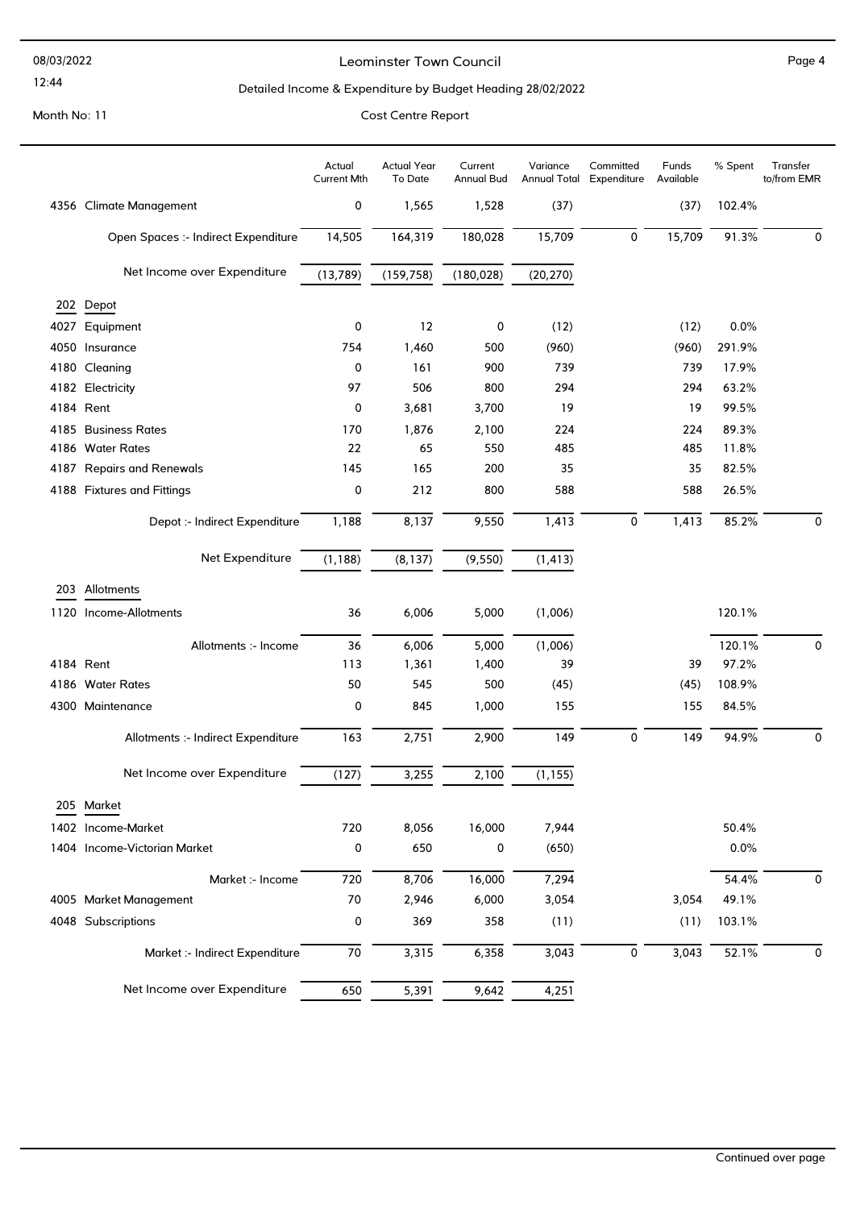# Leominster Town Council

## Detailed Income & Expenditure by Budget Heading 28/02/2022

Month No: 11

Cost Centre Report

| | | Actual Current Mth | Actual Year To Date | Current Annual Bud | Variance Annual Total | Committed Expenditure | Funds Available | % Spent | Transfer to/from EMR |
|---|---|---|---|---|---|---|---|---|---|
| 4356 | Climate Management | 0 | 1,565 | 1,528 | (37) | | (37) | 102.4% | |
| | Open Spaces :- Indirect Expenditure | 14,505 | 164,319 | 180,028 | 15,709 | 0 | 15,709 | 91.3% | 0 |
| | Net Income over Expenditure | (13,789) | (159,758) | (180,028) | (20,270) | | | | |
| **202** | **Depot** | | | | | | | | |
| 4027 | Equipment | 0 | 12 | 0 | (12) | | (12) | 0.0% | |
| 4050 | Insurance | 754 | 1,460 | 500 | (960) | | (960) | 291.9% | |
| 4180 | Cleaning | 0 | 161 | 900 | 739 | | 739 | 17.9% | |
| 4182 | Electricity | 97 | 506 | 800 | 294 | | 294 | 63.2% | |
| 4184 | Rent | 0 | 3,681 | 3,700 | 19 | | 19 | 99.5% | |
| 4185 | Business Rates | 170 | 1,876 | 2,100 | 224 | | 224 | 89.3% | |
| 4186 | Water Rates | 22 | 65 | 550 | 485 | | 485 | 11.8% | |
| 4187 | Repairs and Renewals | 145 | 165 | 200 | 35 | | 35 | 82.5% | |
| 4188 | Fixtures and Fittings | 0 | 212 | 800 | 588 | | 588 | 26.5% | |
| | Depot :- Indirect Expenditure | 1,188 | 8,137 | 9,550 | 1,413 | 0 | 1,413 | 85.2% | 0 |
| | Net Expenditure | (1,188) | (8,137) | (9,550) | (1,413) | | | | |
| **203** | **Allotments** | | | | | | | | |
| 1120 | Income-Allotments | 36 | 6,006 | 5,000 | (1,006) | | | 120.1% | |
| | Allotments :- Income | 36 | 6,006 | 5,000 | (1,006) | | | 120.1% | 0 |
| 4184 | Rent | 113 | 1,361 | 1,400 | 39 | | 39 | 97.2% | |
| 4186 | Water Rates | 50 | 545 | 500 | (45) | | (45) | 108.9% | |
| 4300 | Maintenance | 0 | 845 | 1,000 | 155 | | 155 | 84.5% | |
| | Allotments :- Indirect Expenditure | 163 | 2,751 | 2,900 | 149 | 0 | 149 | 94.9% | 0 |
| | Net Income over Expenditure | (127) | 3,255 | 2,100 | (1,155) | | | | |
| **205** | **Market** | | | | | | | | |
| 1402 | Income-Market | 720 | 8,056 | 16,000 | 7,944 | | | 50.4% | |
| 1404 | Income-Victorian Market | 0 | 650 | 0 | (650) | | | 0.0% | |
| | Market :- Income | 720 | 8,706 | 16,000 | 7,294 | | | 54.4% | 0 |
| 4005 | Market Management | 70 | 2,946 | 6,000 | 3,054 | | 3,054 | 49.1% | |
| 4048 | Subscriptions | 0 | 369 | 358 | (11) | | (11) | 103.1% | |
| | Market :- Indirect Expenditure | 70 | 3,315 | 6,358 | 3,043 | 0 | 3,043 | 52.1% | 0 |
| | Net Income over Expenditure | 650 | 5,391 | 9,642 | 4,251 | | | | |

Continued over page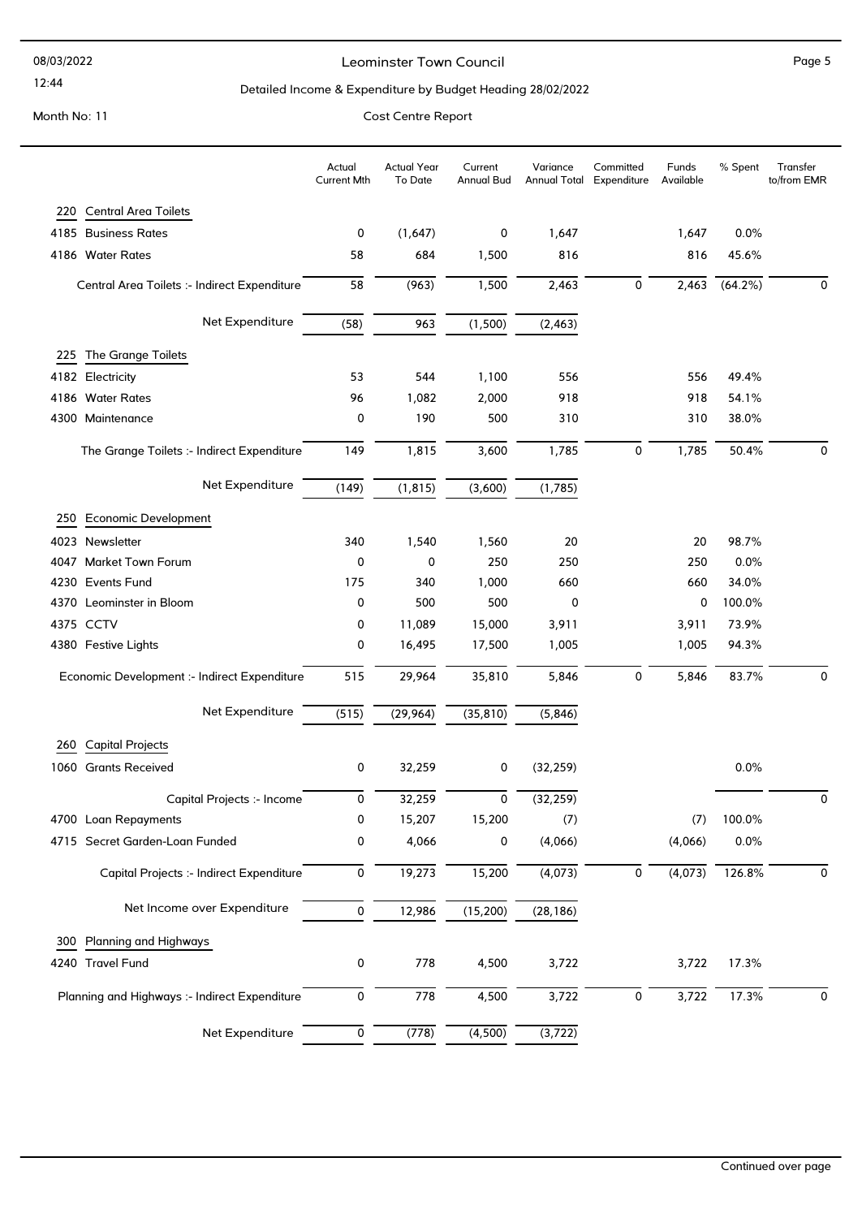# Leominster Town Council

## Detailed Income & Expenditure by Budget Heading 28/02/2022

Month No: 11

Cost Centre Report

| | Actual Current Mth | Actual Year To Date | Current Annual Bud | Variance Annual Total | Committed Expenditure | Funds Available | % Spent | Transfer to/from EMR |
|---|---|---|---|---|---|---|---|---|
| **220 Central Area Toilets** | | | | | | | | |
| 4185 Business Rates | 0 | (1,647) | 0 | 1,647 | | 1,647 | 0.0% | |
| 4186 Water Rates | 58 | 684 | 1,500 | 816 | | 816 | 45.6% | |
| Central Area Toilets :- Indirect Expenditure | 58 | (963) | 1,500 | 2,463 | 0 | 2,463 | (64.2%) | 0 |
| Net Expenditure | (58) | 963 | (1,500) | (2,463) | | | | |
| **225 The Grange Toilets** | | | | | | | | |
| 4182 Electricity | 53 | 544 | 1,100 | 556 | | 556 | 49.4% | |
| 4186 Water Rates | 96 | 1,082 | 2,000 | 918 | | 918 | 54.1% | |
| 4300 Maintenance | 0 | 190 | 500 | 310 | | 310 | 38.0% | |
| The Grange Toilets :- Indirect Expenditure | 149 | 1,815 | 3,600 | 1,785 | 0 | 1,785 | 50.4% | 0 |
| Net Expenditure | (149) | (1,815) | (3,600) | (1,785) | | | | |
| **250 Economic Development** | | | | | | | | |
| 4023 Newsletter | 340 | 1,540 | 1,560 | 20 | | 20 | 98.7% | |
| 4047 Market Town Forum | 0 | 0 | 250 | 250 | | 250 | 0.0% | |
| 4230 Events Fund | 175 | 340 | 1,000 | 660 | | 660 | 34.0% | |
| 4370 Leominster in Bloom | 0 | 500 | 500 | 0 | | 0 | 100.0% | |
| 4375 CCTV | 0 | 11,089 | 15,000 | 3,911 | | 3,911 | 73.9% | |
| 4380 Festive Lights | 0 | 16,495 | 17,500 | 1,005 | | 1,005 | 94.3% | |
| Economic Development :- Indirect Expenditure | 515 | 29,964 | 35,810 | 5,846 | 0 | 5,846 | 83.7% | 0 |
| Net Expenditure | (515) | (29,964) | (35,810) | (5,846) | | | | |
| **260 Capital Projects** | | | | | | | | |
| 1060 Grants Received | 0 | 32,259 | 0 | (32,259) | | | 0.0% | |
| Capital Projects :- Income | 0 | 32,259 | 0 | (32,259) | | | | 0 |
| 4700 Loan Repayments | 0 | 15,207 | 15,200 | (7) | | (7) | 100.0% | |
| 4715 Secret Garden-Loan Funded | 0 | 4,066 | 0 | (4,066) | | (4,066) | 0.0% | |
| Capital Projects :- Indirect Expenditure | 0 | 19,273 | 15,200 | (4,073) | 0 | (4,073) | 126.8% | 0 |
| Net Income over Expenditure | 0 | 12,986 | (15,200) | (28,186) | | | | |
| **300 Planning and Highways** | | | | | | | | |
| 4240 Travel Fund | 0 | 778 | 4,500 | 3,722 | | 3,722 | 17.3% | |
| Planning and Highways :- Indirect Expenditure | 0 | 778 | 4,500 | 3,722 | 0 | 3,722 | 17.3% | 0 |
| Net Expenditure | 0 | (778) | (4,500) | (3,722) | | | | |

Continued over page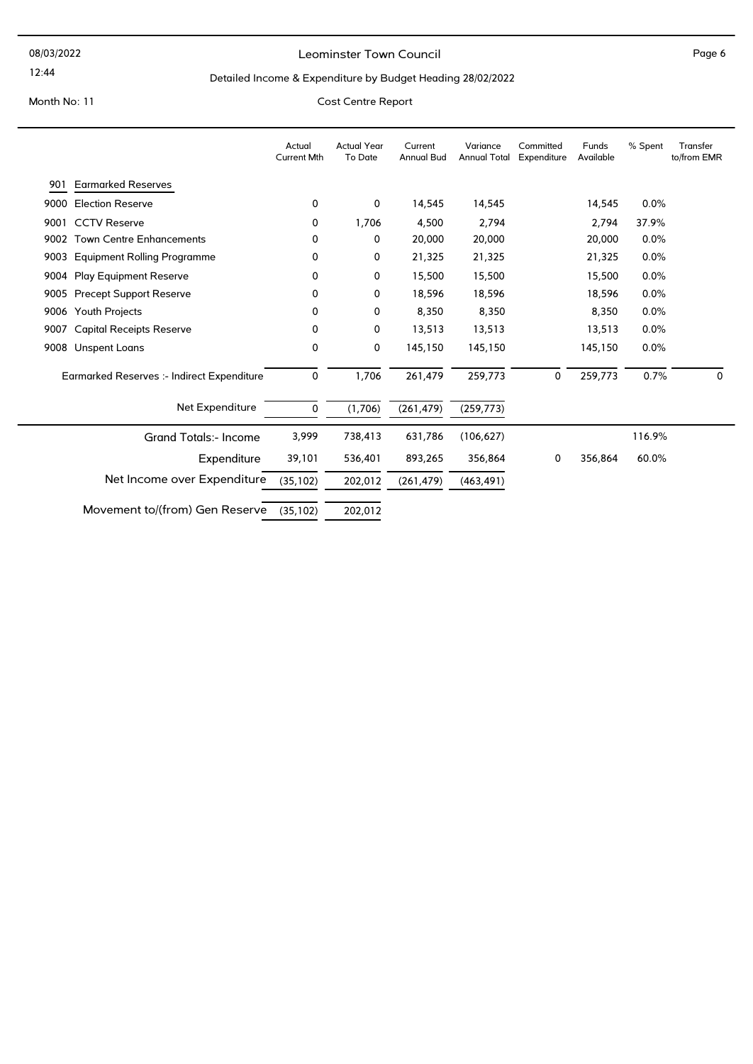Leominster Town Council

Detailed Income & Expenditure by Budget Heading 28/02/2022

Month No: 11

Cost Centre Report

| | Actual Current Mth | Actual Year To Date | Current Annual Bud | Variance Annual Total | Committed Expenditure | Funds Available | % Spent | Transfer to/from EMR |
|---|---|---|---|---|---|---|---|---|
| **901 Earmarked Reserves** | | | | | | | | |
| 9000 Election Reserve | 0 | 0 | 14,545 | 14,545 | | 14,545 | 0.0% | |
| 9001 CCTV Reserve | 0 | 1,706 | 4,500 | 2,794 | | 2,794 | 37.9% | |
| 9002 Town Centre Enhancements | 0 | 0 | 20,000 | 20,000 | | 20,000 | 0.0% | |
| 9003 Equipment Rolling Programme | 0 | 0 | 21,325 | 21,325 | | 21,325 | 0.0% | |
| 9004 Play Equipment Reserve | 0 | 0 | 15,500 | 15,500 | | 15,500 | 0.0% | |
| 9005 Precept Support Reserve | 0 | 0 | 18,596 | 18,596 | | 18,596 | 0.0% | |
| 9006 Youth Projects | 0 | 0 | 8,350 | 8,350 | | 8,350 | 0.0% | |
| 9007 Capital Receipts Reserve | 0 | 0 | 13,513 | 13,513 | | 13,513 | 0.0% | |
| 9008 Unspent Loans | 0 | 0 | 145,150 | 145,150 | | 145,150 | 0.0% | |
| Earmarked Reserves :- Indirect Expenditure | 0 | 1,706 | 261,479 | 259,773 | 0 | 259,773 | 0.7% | 0 |
| Net Expenditure | 0 | (1,706) | (261,479) | (259,773) | | | | |
| Grand Totals:- Income | 3,999 | 738,413 | 631,786 | (106,627) | | | 116.9% | |
| Expenditure | 39,101 | 536,401 | 893,265 | 356,864 | 0 | 356,864 | 60.0% | |
| Net Income over Expenditure | (35,102) | 202,012 | (261,479) | (463,491) | | | | |
| Movement to/(from) Gen Reserve | (35,102) | 202,012 | | | | | | |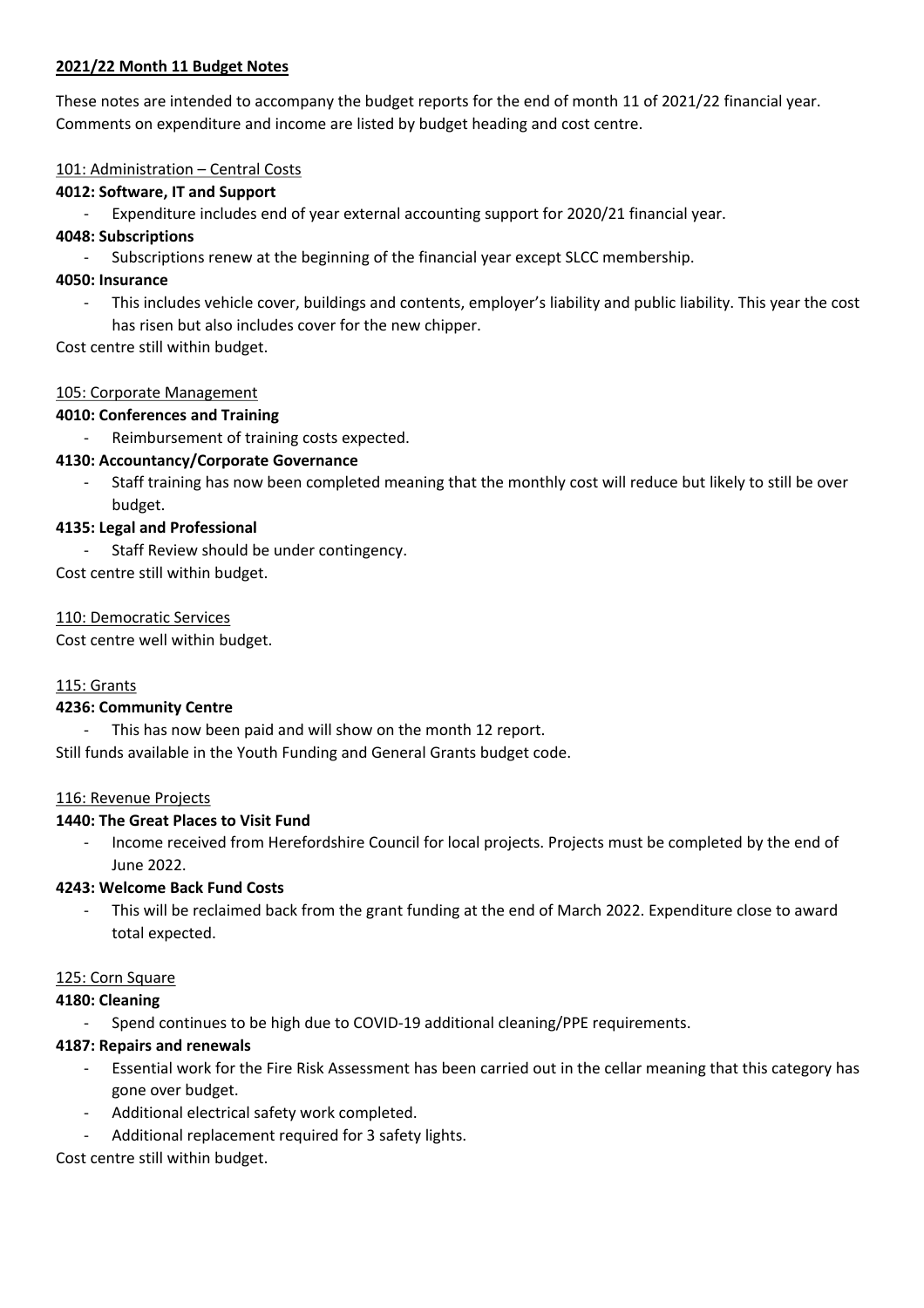**2021/22 Month 11 Budget Notes**

These notes are intended to accompany the budget reports for the end of month 11 of 2021/22 financial year. Comments on expenditure and income are listed by budget heading and cost centre.

101: Administration – Central Costs

**4012: Software, IT and Support**

- Expenditure includes end of year external accounting support for 2020/21 financial year.

**4048: Subscriptions**

- Subscriptions renew at the beginning of the financial year except SLCC membership.

**4050: Insurance**

- This includes vehicle cover, buildings and contents, employer's liability and public liability. This year the cost has risen but also includes cover for the new chipper.

Cost centre still within budget.

105: Corporate Management

**4010: Conferences and Training**

- Reimbursement of training costs expected.

**4130: Accountancy/Corporate Governance**

- Staff training has now been completed meaning that the monthly cost will reduce but likely to still be over budget.

**4135: Legal and Professional**

- Staff Review should be under contingency.

Cost centre still within budget.

110: Democratic Services

Cost centre well within budget.

115: Grants

**4236: Community Centre**

- This has now been paid and will show on the month 12 report.

Still funds available in the Youth Funding and General Grants budget code.

116: Revenue Projects

**1440: The Great Places to Visit Fund**

- Income received from Herefordshire Council for local projects. Projects must be completed by the end of June 2022.

**4243: Welcome Back Fund Costs**

- This will be reclaimed back from the grant funding at the end of March 2022. Expenditure close to award total expected.

125: Corn Square

**4180: Cleaning**

- Spend continues to be high due to COVID-19 additional cleaning/PPE requirements.

**4187: Repairs and renewals**

- Essential work for the Fire Risk Assessment has been carried out in the cellar meaning that this category has gone over budget.
- Additional electrical safety work completed.
- Additional replacement required for 3 safety lights.

Cost centre still within budget.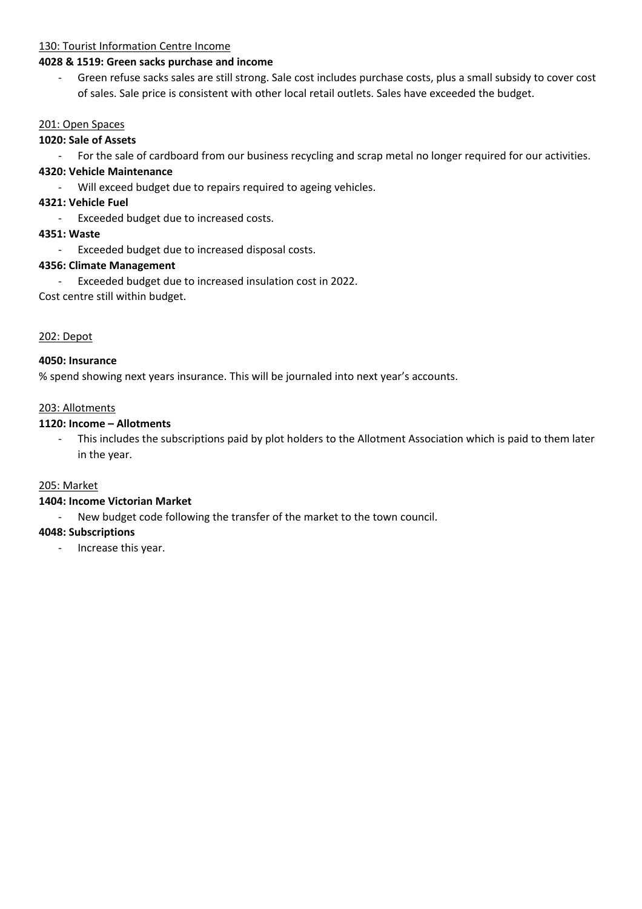130: Tourist Information Centre Income

**4028 & 1519: Green sacks purchase and income**

- Green refuse sacks sales are still strong. Sale cost includes purchase costs, plus a small subsidy to cover cost of sales. Sale price is consistent with other local retail outlets. Sales have exceeded the budget.

201: Open Spaces

**1020: Sale of Assets**

- For the sale of cardboard from our business recycling and scrap metal no longer required for our activities.

**4320: Vehicle Maintenance**

- Will exceed budget due to repairs required to ageing vehicles.

**4321: Vehicle Fuel**

- Exceeded budget due to increased costs.

**4351: Waste**

- Exceeded budget due to increased disposal costs.

**4356: Climate Management**

- Exceeded budget due to increased insulation cost in 2022.

Cost centre still within budget.

202: Depot

**4050: Insurance**

% spend showing next years insurance. This will be journaled into next year's accounts.

203: Allotments

**1120: Income – Allotments**

- This includes the subscriptions paid by plot holders to the Allotment Association which is paid to them later in the year.

205: Market

**1404: Income Victorian Market**

- New budget code following the transfer of the market to the town council.

**4048: Subscriptions**

- Increase this year.